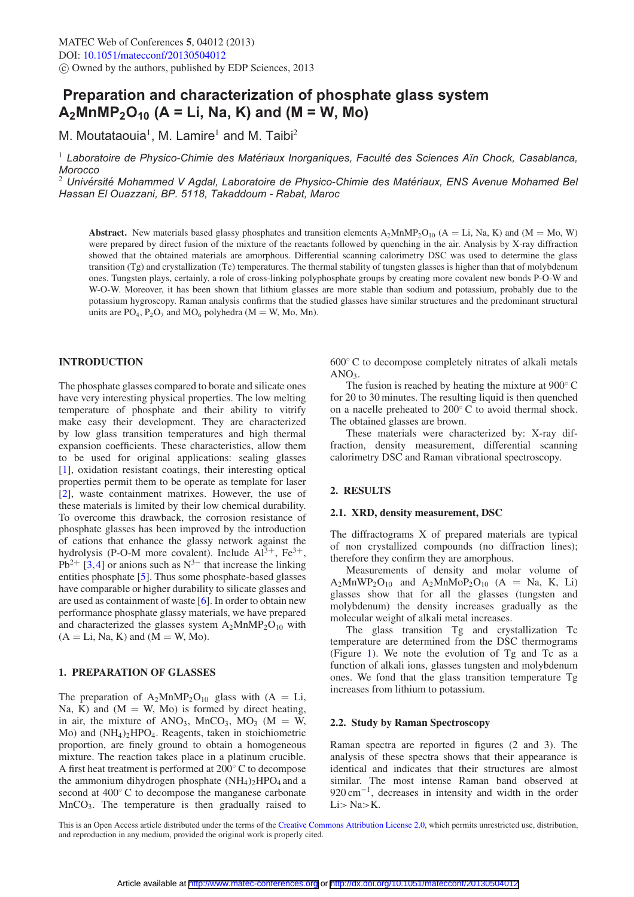MATEC Web of Conferences **5**, 04012 (2013)
DOI: 10.1051/matecconf/20130504012
© Owned by the authors, published by EDP Sciences, 2013

# Preparation and characterization of phosphate glass system $A_2MnMP_2O_{10}$ (A = Li, Na, K) and (M = W, Mo)

M. Moutataouia[1], M. Lamire[1] and M. Taibi[2]

[1] *Laboratoire de Physico-Chimie des Matériaux Inorganiques, Faculté des Sciences Aïn Chock, Casablanca, Morocco*

[2] *Université Mohammed V Agdal, Laboratoire de Physico-Chimie des Matériaux, ENS Avenue Mohamed Bel Hassan El Ouazzani, BP. 5118, Takaddoum - Rabat, Maroc*

**Abstract.** New materials based glassy phosphates and transition elements $A_2MnMP_2O_{10}$ (A = Li, Na, K) and (M = Mo, W) were prepared by direct fusion of the mixture of the reactants followed by quenching in the air. Analysis by X-ray diffraction showed that the obtained materials are amorphous. Differential scanning calorimetry DSC was used to determine the glass transition (Tg) and crystallization (Tc) temperatures. The thermal stability of tungsten glasses is higher than that of molybdenum ones. Tungsten plays, certainly, a role of cross-linking polyphosphate groups by creating more covalent new bonds P-O-W and W-O-W. Moreover, it has been shown that lithium glasses are more stable than sodium and potassium, probably due to the potassium hygroscopy. Raman analysis confirms that the studied glasses have similar structures and the predominant structural units are $PO_4$, $P_2O_7$ and $MO_6$ polyhedra (M = W, Mo, Mn).

## INTRODUCTION

The phosphate glasses compared to borate and silicate ones have very interesting physical properties. The low melting temperature of phosphate and their ability to vitrify make easy their development. They are characterized by low glass transition temperatures and high thermal expansion coefficients. These characteristics, allow them to be used for original applications: sealing glasses [1], oxidation resistant coatings, their interesting optical properties permit them to be operate as template for laser [2], waste containment matrixes. However, the use of these materials is limited by their low chemical durability. To overcome this drawback, the corrosion resistance of phosphate glasses has been improved by the introduction of cations that enhance the glassy network against the hydrolysis (P-O-M more covalent). Include $Al^{3+}$, $Fe^{3+}$, $Pb^{2+}$ [3,4] or anions such as $N^{3-}$ that increase the linking entities phosphate [5]. Thus some phosphate-based glasses have comparable or higher durability to silicate glasses and are used as containment of waste [6]. In order to obtain new performance phosphate glassy materials, we have prepared and characterized the glasses system $A_2MnMP_2O_{10}$ with (A = Li, Na, K) and (M = W, Mo).

## 1. PREPARATION OF GLASSES

The preparation of $A_2MnMP_2O_{10}$ glass with (A = Li, Na, K) and (M = W, Mo) is formed by direct heating, in air, the mixture of $ANO_3$, $MnCO_3$, $MO_3$ (M = W, Mo) and $(NH_4)_2HPO_4$. Reagents, taken in stoichiometric proportion, are finely ground to obtain a homogeneous mixture. The reaction takes place in a platinum crucible. A first heat treatment is performed at 200° C to decompose the ammonium dihydrogen phosphate $(NH_4)_2HPO_4$ and a second at 400° C to decompose the manganese carbonate $MnCO_3$. The temperature is then gradually raised to 600° C to decompose completely nitrates of alkali metals $ANO_3$.

The fusion is reached by heating the mixture at 900° C for 20 to 30 minutes. The resulting liquid is then quenched on a nacelle preheated to 200° C to avoid thermal shock. The obtained glasses are brown.

These materials were characterized by: X-ray diffraction, density measurement, differential scanning calorimetry DSC and Raman vibrational spectroscopy.

## 2. RESULTS

### 2.1. XRD, density measurement, DSC

The diffractograms X of prepared materials are typical of non crystallized compounds (no diffraction lines); therefore they confirm they are amorphous.

Measurements of density and molar volume of $A_2MnWP_2O_{10}$ and $A_2MnMoP_2O_{10}$ (A = Na, K, Li) glasses show that for all the glasses (tungsten and molybdenum) the density increases gradually as the molecular weight of alkali metal increases.

The glass transition Tg and crystallization Tc temperature are determined from the DSC thermograms (Figure 1). We note the evolution of Tg and Tc as a function of alkali ions, glasses tungsten and molybdenum ones. We fond that the glass transition temperature Tg increases from lithium to potassium.

### 2.2. Study by Raman Spectroscopy

Raman spectra are reported in figures (2 and 3). The analysis of these spectra shows that their appearance is identical and indicates that their structures are almost similar. The most intense Raman band observed at $920\,cm^{-1}$, decreases in intensity and width in the order Li> Na>K.

This is an Open Access article distributed under the terms of the Creative Commons Attribution License 2.0, which permits unrestricted use, distribution, and reproduction in any medium, provided the original work is properly cited.

Article available at http://www.matec-conferences.org or http://dx.doi.org/10.1051/matecconf/20130504012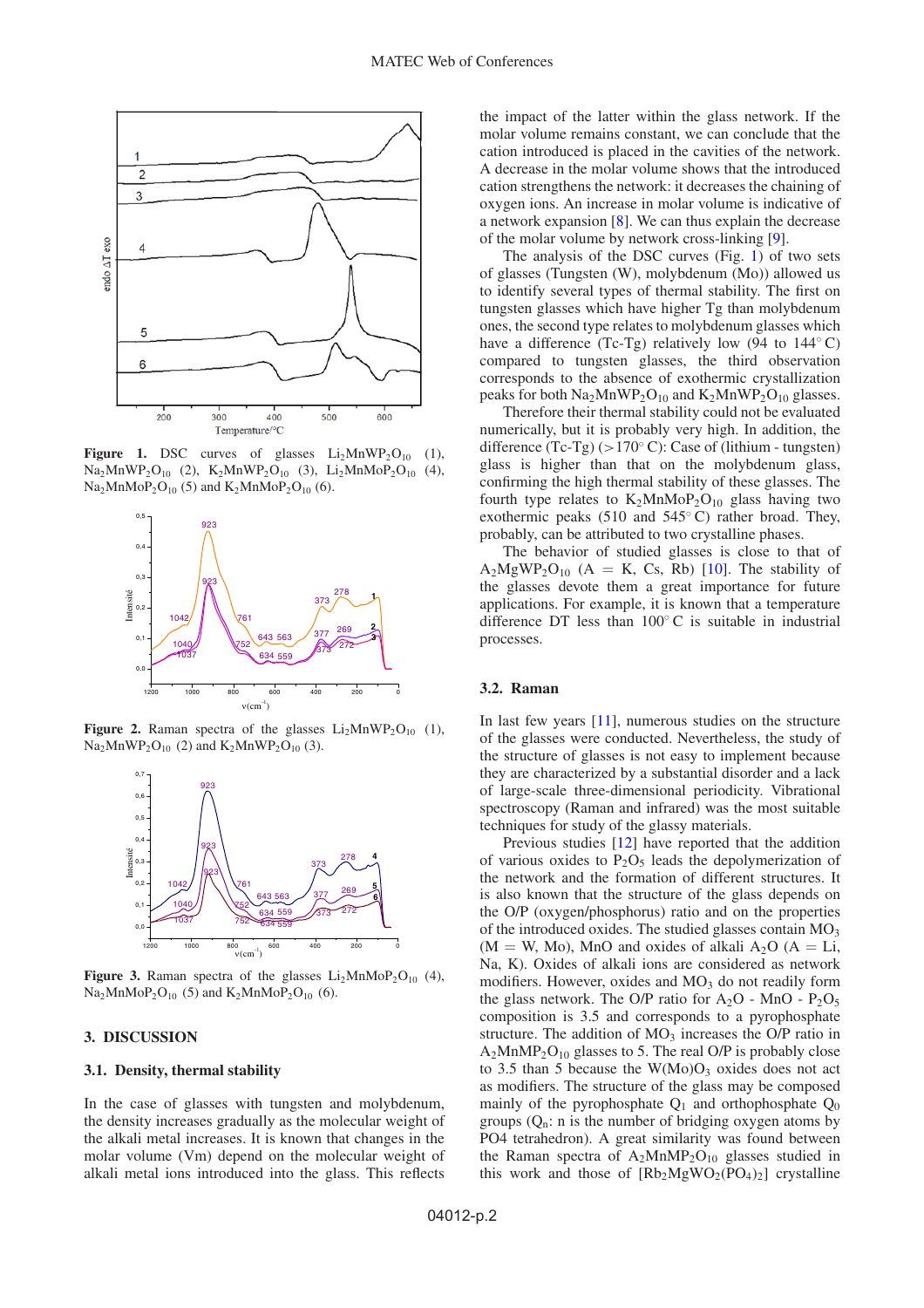**Figure 1.** DSC curves of glasses $Li_2MnWP_2O_{10}$ (1), $Na_2MnWP_2O_{10}$ (2), $K_2MnWP_2O_{10}$ (3), $Li_2MnMoP_2O_{10}$ (4), $Na_2MnMoP_2O_{10}$ (5) and $K_2MnMoP_2O_{10}$ (6).

**Figure 2.** Raman spectra of the glasses $Li_2MnWP_2O_{10}$ (1), $Na_2MnWP_2O_{10}$ (2) and $K_2MnWP_2O_{10}$ (3).

**Figure 3.** Raman spectra of the glasses $Li_2MnMoP_2O_{10}$ (4), $Na_2MnMoP_2O_{10}$ (5) and $K_2MnMoP_2O_{10}$ (6).

## 3. DISCUSSION

### 3.1. Density, thermal stability

In the case of glasses with tungsten and molybdenum, the density increases gradually as the molecular weight of the alkali metal increases. It is known that changes in the molar volume (Vm) depend on the molecular weight of alkali metal ions introduced into the glass. This reflects the impact of the latter within the glass network. If the molar volume remains constant, we can conclude that the cation introduced is placed in the cavities of the network. A decrease in the molar volume shows that the introduced cation strengthens the network: it decreases the chaining of oxygen ions. An increase in molar volume is indicative of a network expansion [8]. We can thus explain the decrease of the molar volume by network cross-linking [9].

The analysis of the DSC curves (Fig. 1) of two sets of glasses (Tungsten (W), molybdenum (Mo)) allowed us to identify several types of thermal stability. The first on tungsten glasses which have higher Tg than molybdenum ones, the second type relates to molybdenum glasses which have a difference (Tc-Tg) relatively low (94 to 144° C) compared to tungsten glasses, the third observation corresponds to the absence of exothermic crystallization peaks for both $Na_2MnWP_2O_{10}$ and $K_2MnWP_2O_{10}$ glasses.

Therefore their thermal stability could not be evaluated numerically, but it is probably very high. In addition, the difference (Tc-Tg) (>170° C): Case of (lithium - tungsten) glass is higher than that on the molybdenum glass, confirming the high thermal stability of these glasses. The fourth type relates to $K_2MnMoP_2O_{10}$ glass having two exothermic peaks (510 and 545° C) rather broad. They, probably, can be attributed to two crystalline phases.

The behavior of studied glasses is close to that of $A_2MgWP_2O_{10}$ (A = K, Cs, Rb) [10]. The stability of the glasses devote them a great importance for future applications. For example, it is known that a temperature difference DT less than 100° C is suitable in industrial processes.

### 3.2. Raman

In last few years [11], numerous studies on the structure of the glasses were conducted. Nevertheless, the study of the structure of glasses is not easy to implement because they are characterized by a substantial disorder and a lack of large-scale three-dimensional periodicity. Vibrational spectroscopy (Raman and infrared) was the most suitable techniques for study of the glassy materials.

Previous studies [12] have reported that the addition of various oxides to $P_2O_5$ leads the depolymerization of the network and the formation of different structures. It is also known that the structure of the glass depends on the O/P (oxygen/phosphorus) ratio and on the properties of the introduced oxides. The studied glasses contain $MO_3$ (M = W, Mo), MnO and oxides of alkali $A_2O$ (A = Li, Na, K). Oxides of alkali ions are considered as network modifiers. However, oxides and $MO_3$ do not readily form the glass network. The O/P ratio for $A_2O$ - MnO - $P_2O_5$ composition is 3.5 and corresponds to a pyrophosphate structure. The addition of $MO_3$ increases the O/P ratio in $A_2MnMP_2O_{10}$ glasses to 5. The real O/P is probably close to 3.5 than 5 because the W(Mo)$O_3$ oxides does not act as modifiers. The structure of the glass may be composed mainly of the pyrophosphate $Q_1$ and orthophosphate $Q_0$ groups ($Q_n$: n is the number of bridging oxygen atoms by PO4 tetrahedron). A great similarity was found between the Raman spectra of $A_2MnMP_2O_{10}$ glasses studied in this work and those of $[Rb_2MgWO_2(PO_4)_2]$ crystalline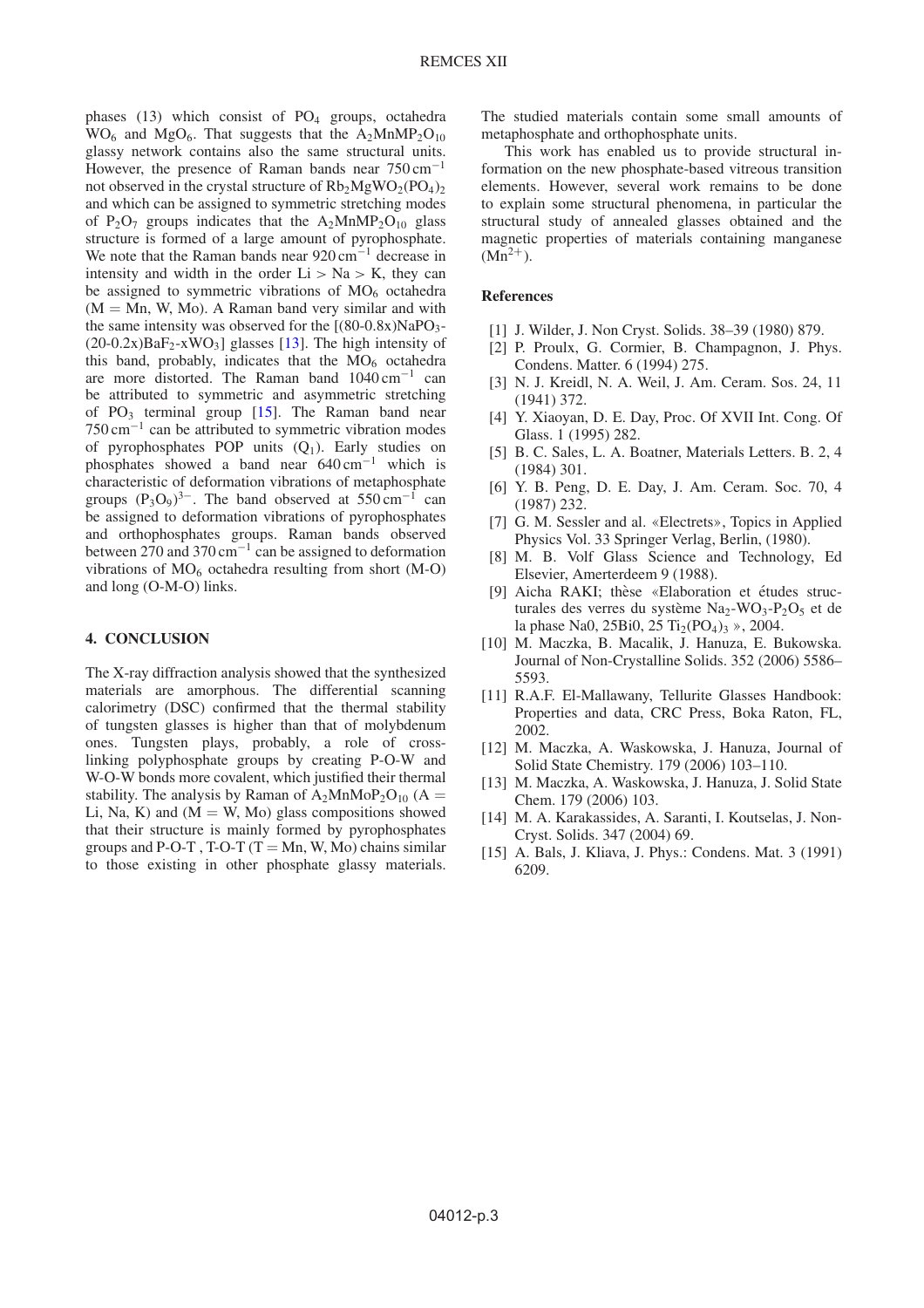phases (13) which consist of $PO_4$ groups, octahedra $WO_6$ and $MgO_6$. That suggests that the $A_2MnMP_2O_{10}$ glassy network contains also the same structural units. However, the presence of Raman bands near $750\,cm^{-1}$ not observed in the crystal structure of $Rb_2MgWO_2(PO_4)_2$ and which can be assigned to symmetric stretching modes of $P_2O_7$ groups indicates that the $A_2MnMP_2O_{10}$ glass structure is formed of a large amount of pyrophosphate. We note that the Raman bands near $920\,cm^{-1}$ decrease in intensity and width in the order Li > Na > K, they can be assigned to symmetric vibrations of $MO_6$ octahedra (M = Mn, W, Mo). A Raman band very similar and with the same intensity was observed for the [(80-0.8x)$NaPO_3$-(20-0.2x)$BaF_2$-x$WO_3$] glasses [13]. The high intensity of this band, probably, indicates that the $MO_6$ octahedra are more distorted. The Raman band $1040\,cm^{-1}$ can be attributed to symmetric and asymmetric stretching of $PO_3$ terminal group [15]. The Raman band near $750\,cm^{-1}$ can be attributed to symmetric vibration modes of pyrophosphates POP units ($Q_1$). Early studies on phosphates showed a band near $640\,cm^{-1}$ which is characteristic of deformation vibrations of metaphosphate groups $(P_3O_9)^{3-}$. The band observed at $550\,cm^{-1}$ can be assigned to deformation vibrations of pyrophosphates and orthophosphates groups. Raman bands observed between 270 and $370\,cm^{-1}$ can be assigned to deformation vibrations of $MO_6$ octahedra resulting from short (M-O) and long (O-M-O) links.

## 4. CONCLUSION

The X-ray diffraction analysis showed that the synthesized materials are amorphous. The differential scanning calorimetry (DSC) confirmed that the thermal stability of tungsten glasses is higher than that of molybdenum ones. Tungsten plays, probably, a role of cross-linking polyphosphate groups by creating P-O-W and W-O-W bonds more covalent, which justified their thermal stability. The analysis by Raman of $A_2MnMoP_2O_{10}$ (A = Li, Na, K) and (M = W, Mo) glass compositions showed that their structure is mainly formed by pyrophosphates groups and P-O-T , T-O-T (T = Mn, W, Mo) chains similar to those existing in other phosphate glassy materials. The studied materials contain some small amounts of metaphosphate and orthophosphate units.

This work has enabled us to provide structural information on the new phosphate-based vitreous transition elements. However, several work remains to be done to explain some structural phenomena, in particular the structural study of annealed glasses obtained and the magnetic properties of materials containing manganese ($Mn^{2+}$).

## References

[1] J. Wilder, J. Non Cryst. Solids. 38–39 (1980) 879.

[2] P. Proulx, G. Cormier, B. Champagnon, J. Phys. Condens. Matter. 6 (1994) 275.

[3] N. J. Kreidl, N. A. Weil, J. Am. Ceram. Sos. 24, 11 (1941) 372.

[4] Y. Xiaoyan, D. E. Day, Proc. Of XVII Int. Cong. Of Glass. 1 (1995) 282.

[5] B. C. Sales, L. A. Boatner, Materials Letters. B. 2, 4 (1984) 301.

[6] Y. B. Peng, D. E. Day, J. Am. Ceram. Soc. 70, 4 (1987) 232.

[7] G. M. Sessler and al. «Electrets», Topics in Applied Physics Vol. 33 Springer Verlag, Berlin, (1980).

[8] M. B. Volf Glass Science and Technology, Ed Elsevier, Amerterdeem 9 (1988).

[9] Aicha RAKI; thèse «Elaboration et études structurales des verres du système $Na_2$-$WO_3$-$P_2O_5$ et de la phase Na0, 25Bi0, 25 $Ti_2(PO_4)_3$ », 2004.

[10] M. Maczka, B. Macalik, J. Hanuza, E. Bukowska. Journal of Non-Crystalline Solids. 352 (2006) 5586–5593.

[11] R.A.F. El-Mallawany, Tellurite Glasses Handbook: Properties and data, CRC Press, Boka Raton, FL, 2002.

[12] M. Maczka, A. Waskowska, J. Hanuza, Journal of Solid State Chemistry. 179 (2006) 103–110.

[13] M. Maczka, A. Waskowska, J. Hanuza, J. Solid State Chem. 179 (2006) 103.

[14] M. A. Karakassides, A. Saranti, I. Koutselas, J. Non-Cryst. Solids. 347 (2004) 69.

[15] A. Bals, J. Kliava, J. Phys.: Condens. Mat. 3 (1991) 6209.